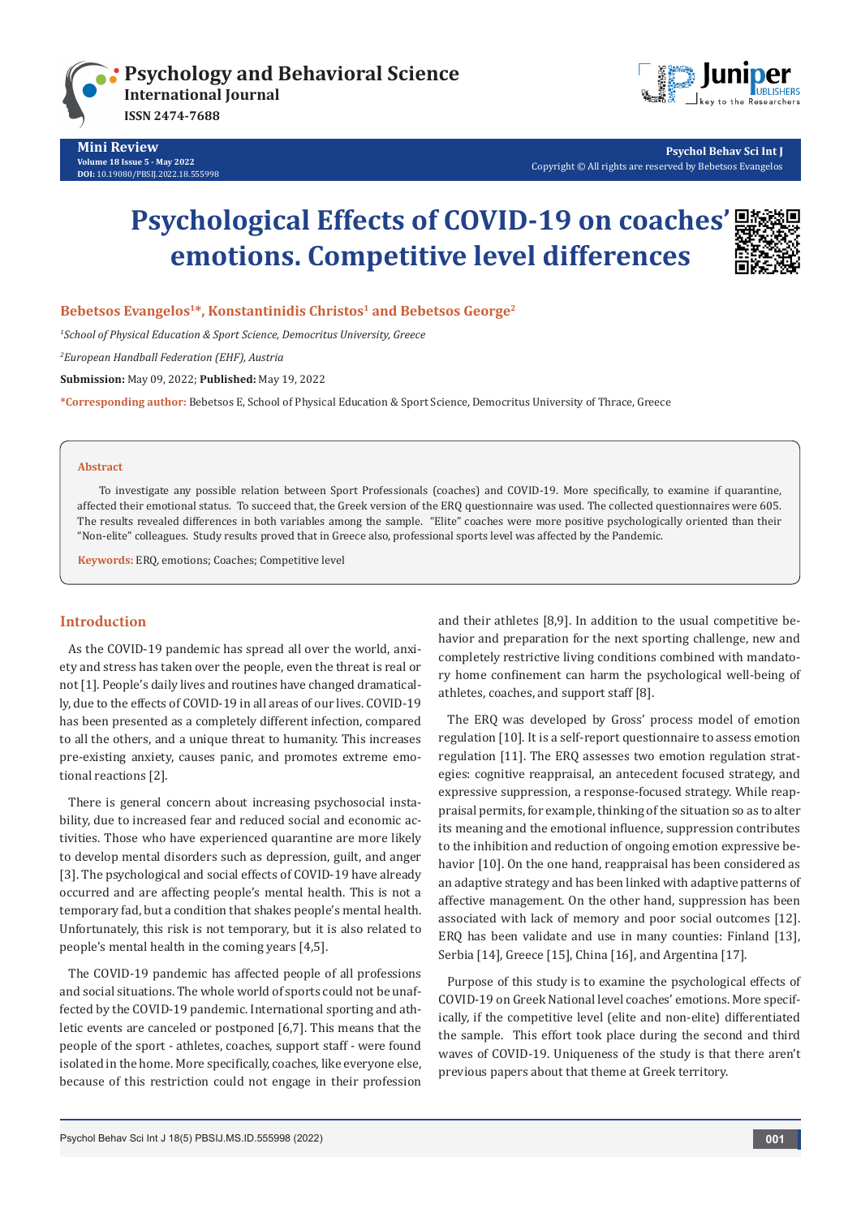Mini Review

Volume 18 Issue 5 - May 2022

DOI: 10.19080/PBSIJ.2022.18.555998

Psychol Behav Sci Int J

Copyright © All rights are reserved by Bebetsos Evangelos

# Psychological Effects of COVID-19 on coaches' emotions. Competitive level differences

**Bebetsos Evangelos[1]*, Konstantinidis Christos[1] and Bebetsos George[2]**

*[1]School of Physical Education & Sport Science, Democritus University, Greece*

*[2]European Handball Federation (EHF), Austria*

**Submission:** May 09, 2022; **Published:** May 19, 2022

***Corresponding author:** Bebetsos E, School of Physical Education & Sport Science, Democritus University of Thrace, Greece

## Abstract

To investigate any possible relation between Sport Professionals (coaches) and COVID-19. More specifically, to examine if quarantine, affected their emotional status. To succeed that, the Greek version of the ERQ questionnaire was used. The collected questionnaires were 605. The results revealed differences in both variables among the sample. "Elite" coaches were more positive psychologically oriented than their "Non-elite" colleagues. Study results proved that in Greece also, professional sports level was affected by the Pandemic.

**Keywords:** ERQ, emotions; Coaches; Competitive level

## Introduction

As the COVID-19 pandemic has spread all over the world, anxiety and stress has taken over the people, even the threat is real or not [1]. People's daily lives and routines have changed dramatically, due to the effects of COVID-19 in all areas of our lives. COVID-19 has been presented as a completely different infection, compared to all the others, and a unique threat to humanity. This increases pre-existing anxiety, causes panic, and promotes extreme emotional reactions [2].

There is general concern about increasing psychosocial instability, due to increased fear and reduced social and economic activities. Those who have experienced quarantine are more likely to develop mental disorders such as depression, guilt, and anger [3]. The psychological and social effects of COVID-19 have already occurred and are affecting people's mental health. This is not a temporary fad, but a condition that shakes people's mental health. Unfortunately, this risk is not temporary, but it is also related to people's mental health in the coming years [4,5].

The COVID-19 pandemic has affected people of all professions and social situations. The whole world of sports could not be unaffected by the COVID-19 pandemic. International sporting and athletic events are canceled or postponed [6,7]. This means that the people of the sport - athletes, coaches, support staff - were found isolated in the home. More specifically, coaches, like everyone else, because of this restriction could not engage in their profession and their athletes [8,9]. In addition to the usual competitive behavior and preparation for the next sporting challenge, new and completely restrictive living conditions combined with mandatory home confinement can harm the psychological well-being of athletes, coaches, and support staff [8].

The ERQ was developed by Gross' process model of emotion regulation [10]. It is a self-report questionnaire to assess emotion regulation [11]. The ERQ assesses two emotion regulation strategies: cognitive reappraisal, an antecedent focused strategy, and expressive suppression, a response-focused strategy. While reappraisal permits, for example, thinking of the situation so as to alter its meaning and the emotional influence, suppression contributes to the inhibition and reduction of ongoing emotion expressive behavior [10]. On the one hand, reappraisal has been considered as an adaptive strategy and has been linked with adaptive patterns of affective management. On the other hand, suppression has been associated with lack of memory and poor social outcomes [12]. ERQ has been validate and use in many counties: Finland [13], Serbia [14], Greece [15], China [16], and Argentina [17].

Purpose of this study is to examine the psychological effects of COVID-19 on Greek National level coaches' emotions. More specifically, if the competitive level (elite and non-elite) differentiated the sample. This effort took place during the second and third waves of COVID-19. Uniqueness of the study is that there aren't previous papers about that theme at Greek territory.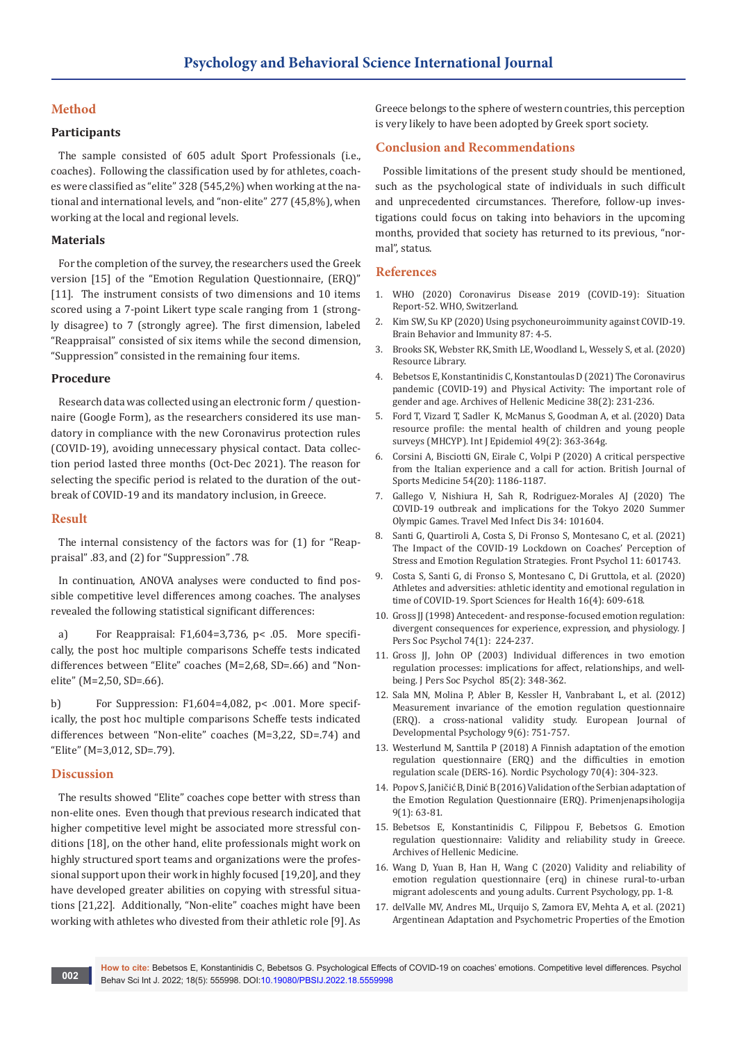## Method

### Participants

The sample consisted of 605 adult Sport Professionals (i.e., coaches). Following the classification used by for athletes, coaches were classified as "elite" 328 (545,2%) when working at the national and international levels, and "non-elite" 277 (45,8%), when working at the local and regional levels.

### Materials

For the completion of the survey, the researchers used the Greek version [15] of the "Emotion Regulation Questionnaire, (ERQ)" [11]. The instrument consists of two dimensions and 10 items scored using a 7-point Likert type scale ranging from 1 (strongly disagree) to 7 (strongly agree). The first dimension, labeled "Reappraisal" consisted of six items while the second dimension, "Suppression" consisted in the remaining four items.

### Procedure

Research data was collected using an electronic form / questionnaire (Google Form), as the researchers considered its use mandatory in compliance with the new Coronavirus protection rules (COVID-19), avoiding unnecessary physical contact. Data collection period lasted three months (Oct-Dec 2021). The reason for selecting the specific period is related to the duration of the outbreak of COVID-19 and its mandatory inclusion, in Greece.

## Result

The internal consistency of the factors was for (1) for "Reappraisal" .83, and (2) for "Suppression" .78.

In continuation, ANOVA analyses were conducted to find possible competitive level differences among coaches. The analyses revealed the following statistical significant differences:

a) For Reappraisal: $F_{1,604}=3{,}736$, $p< .05$. More specifically, the post hoc multiple comparisons Scheffe tests indicated differences between "Elite" coaches (M=2,68, SD=.66) and "Non-elite" (M=2,50, SD=.66).

b) For Suppression: $F_{1,604}=4{,}082$, $p< .001$. More specifically, the post hoc multiple comparisons Scheffe tests indicated differences between "Non-elite" coaches (M=3,22, SD=.74) and "Elite" (M=3,012, SD=.79).

## Discussion

The results showed "Elite" coaches cope better with stress than non-elite ones. Even though that previous research indicated that higher competitive level might be associated more stressful conditions [18], on the other hand, elite professionals might work on highly structured sport teams and organizations were the professional support upon their work in highly focused [19,20], and they have developed greater abilities on copying with stressful situations [21,22]. Additionally, "Non-elite" coaches might have been working with athletes who divested from their athletic role [9]. As Greece belongs to the sphere of western countries, this perception is very likely to have been adopted by Greek sport society.

## Conclusion and Recommendations

Possible limitations of the present study should be mentioned, such as the psychological state of individuals in such difficult and unprecedented circumstances. Therefore, follow-up investigations could focus on taking into behaviors in the upcoming months, provided that society has returned to its previous, "normal", status.

## References

1. WHO (2020) Coronavirus Disease 2019 (COVID-19): Situation Report-52. WHO, Switzerland.
2. Kim SW, Su KP (2020) Using psychoneuroimmunity against COVID-19. Brain Behavior and Immunity 87: 4-5.
3. Brooks SK, Webster RK, Smith LE, Woodland L, Wessely S, et al. (2020) Resource Library.
4. Bebetsos E, Konstantinidis C, Konstantoulas D (2021) The Coronavirus pandemic (COVID-19) and Physical Activity: The important role of gender and age. Archives of Hellenic Medicine 38(2): 231-236.
5. Ford T, Vizard T, Sadler K, McManus S, Goodman A, et al. (2020) Data resource profile: the mental health of children and young people surveys (MHCYP). Int J Epidemiol 49(2): 363-364g.
6. Corsini A, Bisciotti GN, Eirale C, Volpi P (2020) A critical perspective from the Italian experience and a call for action. British Journal of Sports Medicine 54(20): 1186-1187.
7. Gallego V, Nishiura H, Sah R, Rodriguez-Morales AJ (2020) The COVID-19 outbreak and implications for the Tokyo 2020 Summer Olympic Games. Travel Med Infect Dis 34: 101604.
8. Santi G, Quartiroli A, Costa S, Di Fronso S, Montesano C, et al. (2021) The Impact of the COVID-19 Lockdown on Coaches' Perception of Stress and Emotion Regulation Strategies. Front Psychol 11: 601743.
9. Costa S, Santi G, di Fronso S, Montesano C, Di Gruttola, et al. (2020) Athletes and adversities: athletic identity and emotional regulation in time of COVID-19. Sport Sciences for Health 16(4): 609-618.
10. Gross JJ (1998) Antecedent- and response-focused emotion regulation: divergent consequences for experience, expression, and physiology. J Pers Soc Psychol 74(1): 224-237.
11. Gross JJ, John OP (2003) Individual differences in two emotion regulation processes: implications for affect, relationships, and well-being. J Pers Soc Psychol 85(2): 348-362.
12. Sala MN, Molina P, Abler B, Kessler H, Vanbrabant L, et al. (2012) Measurement invariance of the emotion regulation questionnaire (ERQ). a cross-national validity study. European Journal of Developmental Psychology 9(6): 751-757.
13. Westerlund M, Santtila P (2018) A Finnish adaptation of the emotion regulation questionnaire (ERQ) and the difficulties in emotion regulation scale (DERS-16). Nordic Psychology 70(4): 304-323.
14. Popov S, Janičić B, Dinić B (2016) Validation of the Serbian adaptation of the Emotion Regulation Questionnaire (ERQ). Primenjenapsihologija 9(1): 63-81.
15. Bebetsos E, Konstantinidis C, Filippou F, Bebetsos G. Emotion regulation questionnaire: Validity and reliability study in Greece. Archives of Hellenic Medicine.
16. Wang D, Yuan B, Han H, Wang C (2020) Validity and reliability of emotion regulation questionnaire (erq) in chinese rural-to-urban migrant adolescents and young adults. Current Psychology, pp. 1-8.
17. delValle MV, Andres ML, Urquijo S, Zamora EV, Mehta A, et al. (2021) Argentinean Adaptation and Psychometric Properties of the Emotion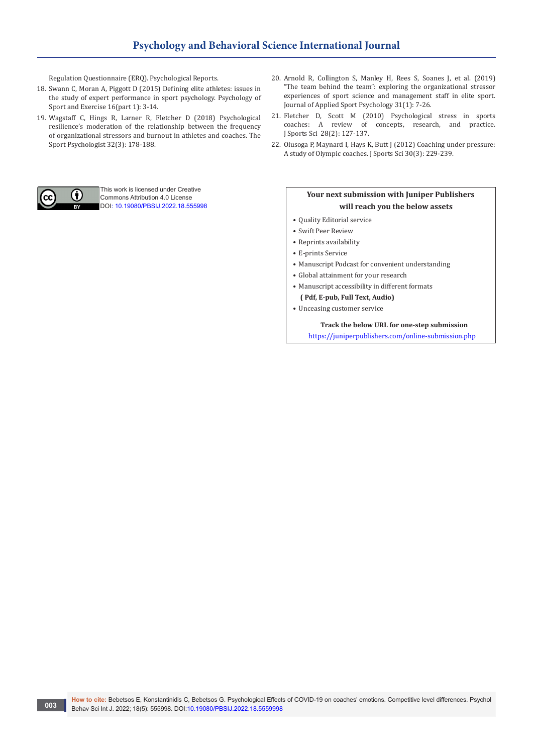Regulation Questionnaire (ERQ). Psychological Reports.

18. Swann C, Moran A, Piggott D (2015) Defining elite athletes: issues in the study of expert performance in sport psychology. Psychology of Sport and Exercise 16(part 1): 3-14.
19. Wagstaff C, Hings R, Larner R, Fletcher D (2018) Psychological resilience's moderation of the relationship between the frequency of organizational stressors and burnout in athletes and coaches. The Sport Psychologist 32(3): 178-188.
20. Arnold R, Collington S, Manley H, Rees S, Soanes J, et al. (2019) "The team behind the team": exploring the organizational stressor experiences of sport science and management staff in elite sport. Journal of Applied Sport Psychology 31(1): 7-26.
21. Fletcher D, Scott M (2010) Psychological stress in sports coaches: A review of concepts, research, and practice. J Sports Sci 28(2): 127-137.
22. Olusoga P, Maynard I, Hays K, Butt J (2012) Coaching under pressure: A study of Olympic coaches. J Sports Sci 30(3): 229-239.

This work is licensed under Creative Commons Attribution 4.0 License
DOI: 10.19080/PBSIJ.2022.18.555998

**Your next submission with Juniper Publishers will reach you the below assets**

- Quality Editorial service
- Swift Peer Review
- Reprints availability
- E-prints Service
- Manuscript Podcast for convenient understanding
- Global attainment for your research
- Manuscript accessibility in different formats
  **( Pdf, E-pub, Full Text, Audio)**
- Unceasing customer service

**Track the below URL for one-step submission**
https://juniperpublishers.com/online-submission.php

**How to cite:** Bebetsos E, Konstantinidis C, Bebetsos G. Psychological Effects of COVID-19 on coaches' emotions. Competitive level differences. Psychol Behav Sci Int J. 2022; 18(5): 555998. DOI:10.19080/PBSIJ.2022.18.5559998